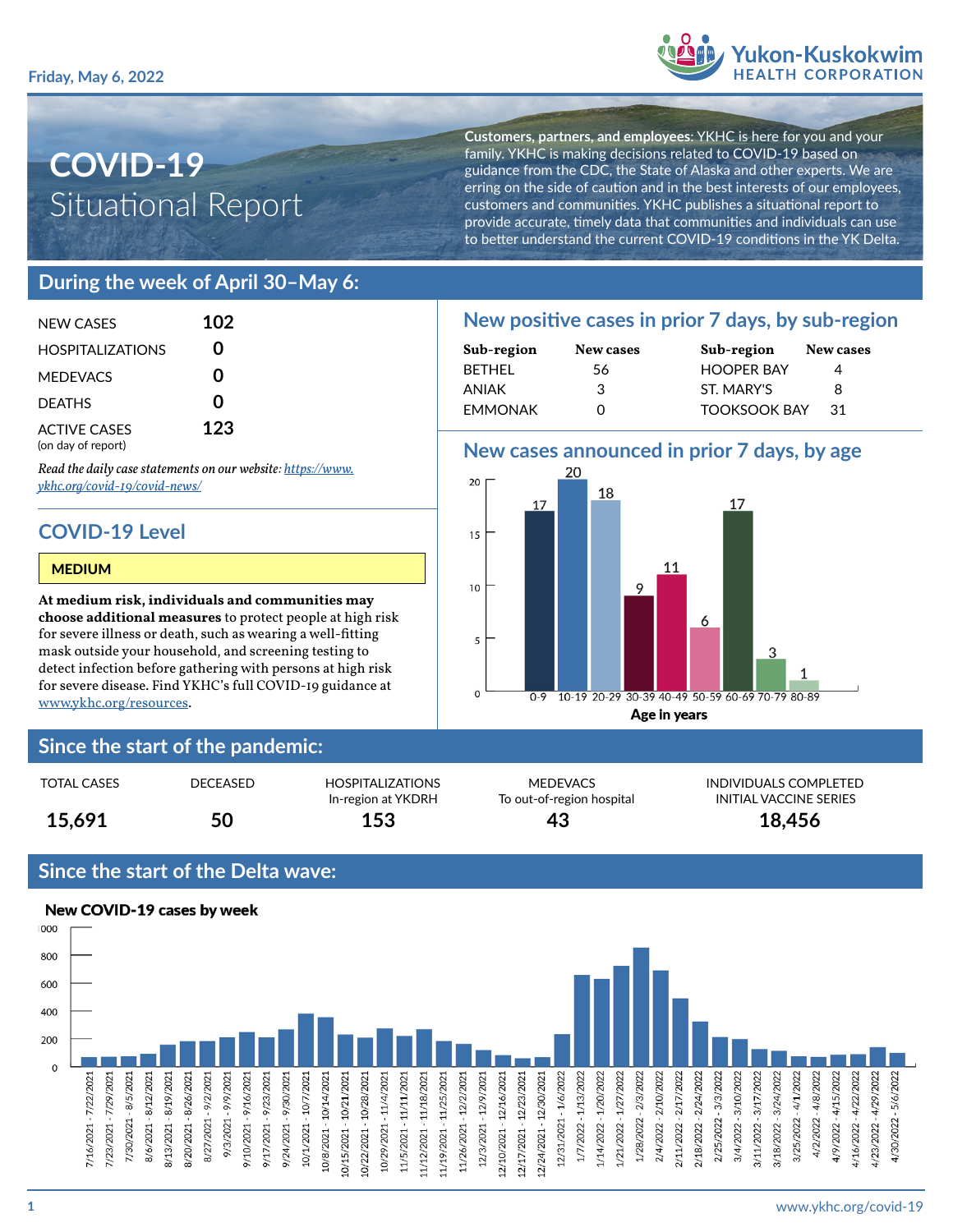Friday, May 6, 2022

Yukon-Kuskokwim HEALTH CORPORATION

# COVID-19 Situational Report

**Customers, partners, and employees:** YKHC is here for you and your family. YKHC is making decisions related to COVID-19 based on guidance from the CDC, the State of Alaska and other experts. We are erring on the side of caution and in the best interests of our employees, customers and communities. YKHC publishes a situational report to provide accurate, timely data that communities and individuals can use to better understand the current COVID-19 conditions in the YK Delta.

## During the week of April 30–May 6:

| | |
|---|---|
| NEW CASES | **102** |
| HOSPITALIZATIONS | **0** |
| MEDEVACS | **0** |
| DEATHS | **0** |
| ACTIVE CASES (on day of report) | **123** |

*Read the daily case statements on our website: https://www.ykhc.org/covid-19/covid-news/*

### COVID-19 Level

**MEDIUM**

**At medium risk, individuals and communities may choose additional measures** to protect people at high risk for severe illness or death, such as wearing a well-fitting mask outside your household, and screening testing to detect infection before gathering with persons at high risk for severe disease. Find YKHC's full COVID-19 guidance at www.ykhc.org/resources.

### New positive cases in prior 7 days, by sub-region

| Sub-region | New cases | Sub-region | New cases |
|---|---|---|---|
| BETHEL | 56 | HOOPER BAY | 4 |
| ANIAK | 3 | ST. MARY'S | 8 |
| EMMONAK | 0 | TOOKSOOK BAY | 31 |

### New cases announced in prior 7 days, by age

| Age in years | New cases |
|---|---|
| 0-9 | 17 |
| 10-19 | 20 |
| 20-29 | 18 |
| 30-39 | 9 |
| 40-49 | 11 |
| 50-59 | 6 |
| 60-69 | 17 |
| 70-79 | 3 |
| 80-89 | 1 |

## Since the start of the pandemic:

| TOTAL CASES | DECEASED | HOSPITALIZATIONS In-region at YKDRH | MEDEVACS To out-of-region hospital | INDIVIDUALS COMPLETED INITIAL VACCINE SERIES |
|---|---|---|---|---|
| 15,691 | 50 | 153 | 43 | 18,456 |

## Since the start of the Delta wave:

### New COVID-19 cases by week

(Bar chart of weekly new cases from 7/16/2021 - 7/22/2021 through 4/30/2022 - 5/6/2022; y-axis 0–1000.)

www.ykhc.org/covid-19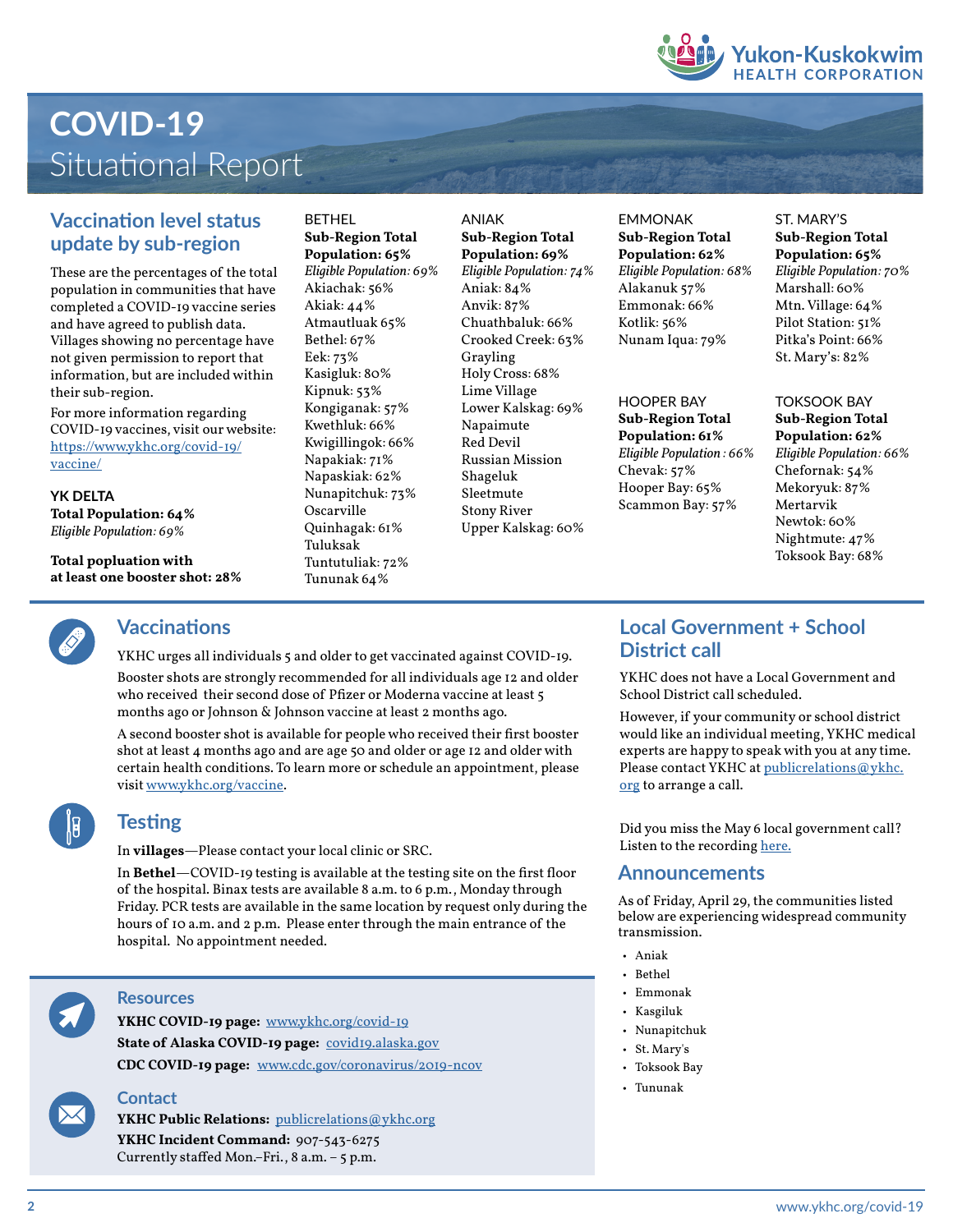# COVID-19 Situational Report

## Vaccination level status update by sub-region

These are the percentages of the total population in communities that have completed a COVID-19 vaccine series and have agreed to publish data. Villages showing no percentage have not given permission to report that information, but are included within their sub-region.

For more information regarding COVID-19 vaccines, visit our website: https://www.ykhc.org/covid-19/vaccine/

**YK DELTA**
**Total Population: 64%**
*Eligible Population: 69%*

**Total popluation with at least one booster shot: 28%**

BETHEL
**Sub-Region Total Population: 65%**
*Eligible Population: 69%*
Akiachak: 56%
Akiak: 44%
Atmautluak 65%
Bethel: 67%
Eek: 73%
Kasigluk: 80%
Kipnuk: 53%
Kongiganak: 57%
Kwethluk: 66%
Kwigillingok: 66%
Napakiak: 71%
Napaskiak: 62%
Nunapitchuk: 73%
Oscarville
Quinhagak: 61%
Tuluksak
Tuntutuliak: 72%
Tununak 64%

ANIAK
**Sub-Region Total Population: 69%**
*Eligible Population: 74%*
Aniak: 84%
Anvik: 87%
Chuathbaluk: 66%
Crooked Creek: 63%
Grayling
Holy Cross: 68%
Lime Village
Lower Kalskag: 69%
Napaimute
Red Devil
Russian Mission
Shageluk
Sleetmute
Stony River
Upper Kalskag: 60%

EMMONAK
**Sub-Region Total Population: 62%**
*Eligible Population: 68%*
Alakanuk 57%
Emmonak: 66%
Kotlik: 56%
Nunam Iqua: 79%

HOOPER BAY
**Sub-Region Total Population: 61%**
*Eligible Population : 66%*
Chevak: 57%
Hooper Bay: 65%
Scammon Bay: 57%

ST. MARY'S
**Sub-Region Total Population: 65%**
*Eligible Population: 70%*
Marshall: 60%
Mtn. Village: 64%
Pilot Station: 51%
Pitka's Point: 66%
St. Mary's: 82%

TOKSOOK BAY
**Sub-Region Total Population: 62%**
*Eligible Population: 66%*
Chefornak: 54%
Mekoryuk: 87%
Mertarvik
Newtok: 60%
Nightmute: 47%
Toksook Bay: 68%

## Vaccinations

YKHC urges all individuals 5 and older to get vaccinated against COVID-19.

Booster shots are strongly recommended for all individuals age 12 and older who received their second dose of Pfizer or Moderna vaccine at least 5 months ago or Johnson & Johnson vaccine at least 2 months ago.

A second booster shot is available for people who received their first booster shot at least 4 months ago and are age 50 and older or age 12 and older with certain health conditions. To learn more or schedule an appointment, please visit www.ykhc.org/vaccine.

## Testing

In **villages**—Please contact your local clinic or SRC.

In **Bethel**—COVID-19 testing is available at the testing site on the first floor of the hospital. Binax tests are available 8 a.m. to 6 p.m., Monday through Friday. PCR tests are available in the same location by request only during the hours of 10 a.m. and 2 p.m. Please enter through the main entrance of the hospital. No appointment needed.

## Resources

**YKHC COVID-19 page:** www.ykhc.org/covid-19
**State of Alaska COVID-19 page:** covid19.alaska.gov
**CDC COVID-19 page:** www.cdc.gov/coronavirus/2019-ncov

## Contact

**YKHC Public Relations:** publicrelations@ykhc.org
**YKHC Incident Command:** 907-543-6275
Currently staffed Mon.–Fri., 8 a.m. – 5 p.m.

## Local Government + School District call

YKHC does not have a Local Government and School District call scheduled.

However, if your community or school district would like an individual meeting, YKHC medical experts are happy to speak with you at any time. Please contact YKHC at publicrelations@ykhc.org to arrange a call.

Did you miss the May 6 local government call? Listen to the recording here.

## Announcements

As of Friday, April 29, the communities listed below are experiencing widespread community transmission.

- Aniak
- Bethel
- Emmonak
- Kasgiluk
- Nunapitchuk
- St. Mary's
- Toksook Bay
- Tununak